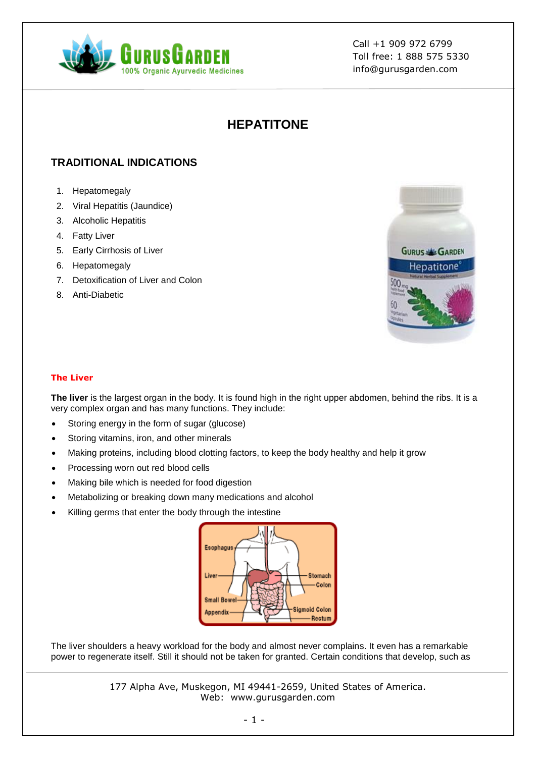# HEPATITONE

## TRADITIONAL INDICATIONS

1. Hepatomegaly
2. Viral Hepatitis (Jaundice)
3. Alcoholic Hepatitis
4. Fatty Liver
5. Early Cirrhosis of Liver
6. Hepatomegaly
7. Detoxification of Liver and Colon
8. Anti-Diabetic

### The Liver

**The liver** is the largest organ in the body. It is found high in the right upper abdomen, behind the ribs. It is a very complex organ and has many functions. They include:

- Storing energy in the form of sugar (glucose)
- Storing vitamins, iron, and other minerals
- Making proteins, including blood clotting factors, to keep the body healthy and help it grow
- Processing worn out red blood cells
- Making bile which is needed for food digestion
- Metabolizing or breaking down many medications and alcohol
- Killing germs that enter the body through the intestine

The liver shoulders a heavy workload for the body and almost never complains. It even has a remarkable power to regenerate itself. Still it should not be taken for granted. Certain conditions that develop, such as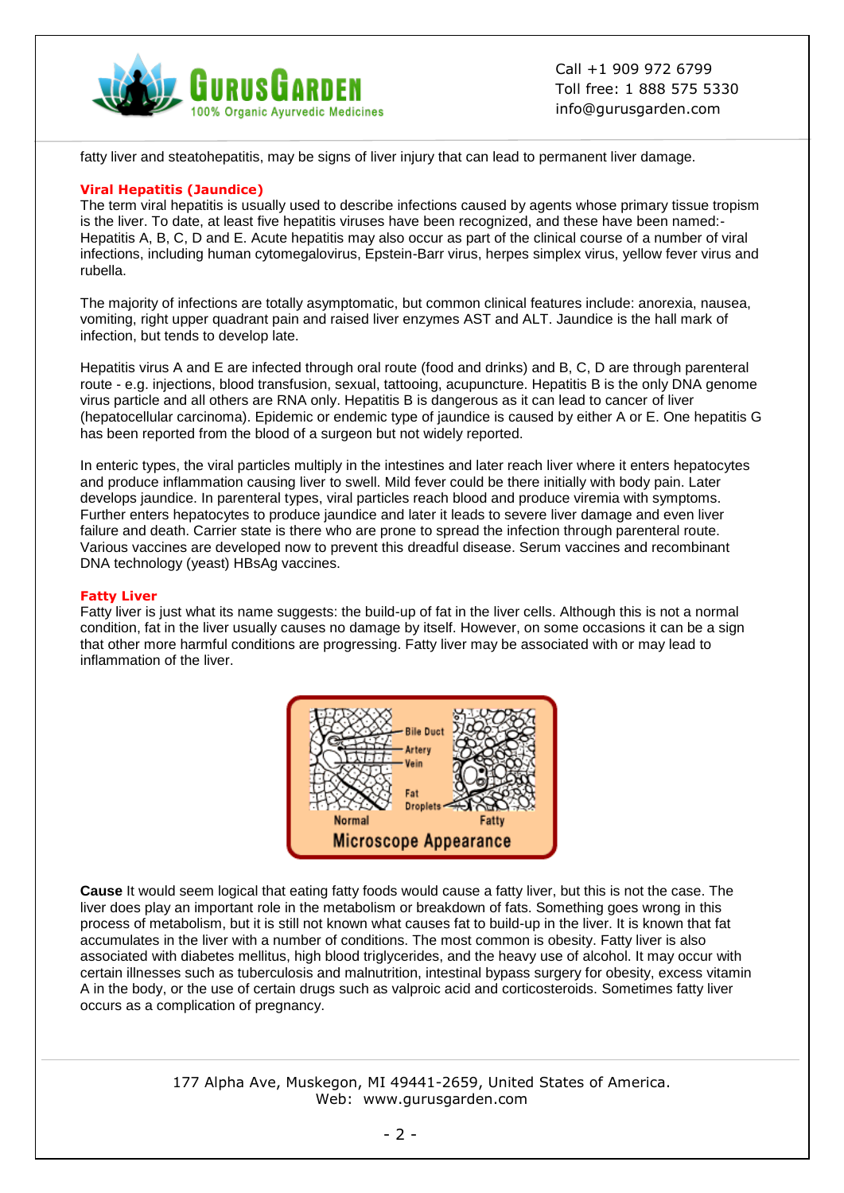fatty liver and steatohepatitis, may be signs of liver injury that can lead to permanent liver damage.

### Viral Hepatitis (Jaundice)

The term viral hepatitis is usually used to describe infections caused by agents whose primary tissue tropism is the liver. To date, at least five hepatitis viruses have been recognized, and these have been named:- Hepatitis A, B, C, D and E. Acute hepatitis may also occur as part of the clinical course of a number of viral infections, including human cytomegalovirus, Epstein-Barr virus, herpes simplex virus, yellow fever virus and rubella.

The majority of infections are totally asymptomatic, but common clinical features include: anorexia, nausea, vomiting, right upper quadrant pain and raised liver enzymes AST and ALT. Jaundice is the hall mark of infection, but tends to develop late.

Hepatitis virus A and E are infected through oral route (food and drinks) and B, C, D are through parenteral route - e.g. injections, blood transfusion, sexual, tattooing, acupuncture. Hepatitis B is the only DNA genome virus particle and all others are RNA only. Hepatitis B is dangerous as it can lead to cancer of liver (hepatocellular carcinoma). Epidemic or endemic type of jaundice is caused by either A or E. One hepatitis G has been reported from the blood of a surgeon but not widely reported.

In enteric types, the viral particles multiply in the intestines and later reach liver where it enters hepatocytes and produce inflammation causing liver to swell. Mild fever could be there initially with body pain. Later develops jaundice. In parenteral types, viral particles reach blood and produce viremia with symptoms. Further enters hepatocytes to produce jaundice and later it leads to severe liver damage and even liver failure and death. Carrier state is there who are prone to spread the infection through parenteral route. Various vaccines are developed now to prevent this dreadful disease. Serum vaccines and recombinant DNA technology (yeast) HBsAg vaccines.

### Fatty Liver

Fatty liver is just what its name suggests: the build-up of fat in the liver cells. Although this is not a normal condition, fat in the liver usually causes no damage by itself. However, on some occasions it can be a sign that other more harmful conditions are progressing. Fatty liver may be associated with or may lead to inflammation of the liver.

Bile Duct, Artery, Vein, Fat Droplets — Normal / Fatty

Microscope Appearance

**Cause** It would seem logical that eating fatty foods would cause a fatty liver, but this is not the case. The liver does play an important role in the metabolism or breakdown of fats. Something goes wrong in this process of metabolism, but it is still not known what causes fat to build-up in the liver. It is known that fat accumulates in the liver with a number of conditions. The most common is obesity. Fatty liver is also associated with diabetes mellitus, high blood triglycerides, and the heavy use of alcohol. It may occur with certain illnesses such as tuberculosis and malnutrition, intestinal bypass surgery for obesity, excess vitamin A in the body, or the use of certain drugs such as valproic acid and corticosteroids. Sometimes fatty liver occurs as a complication of pregnancy.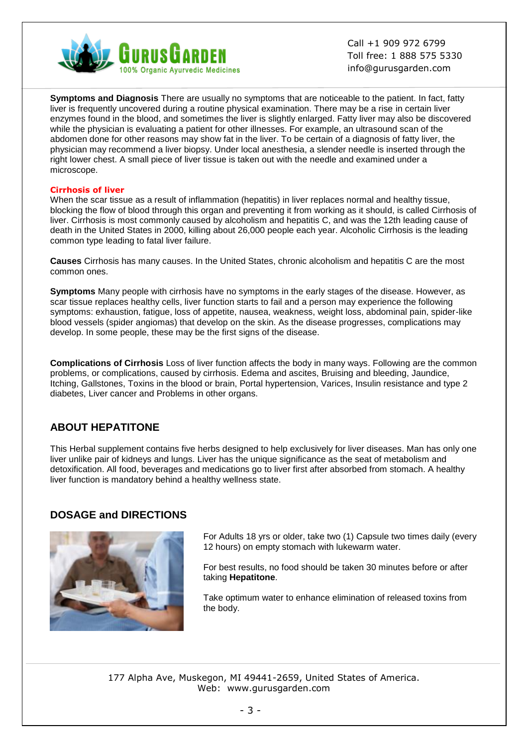**Symptoms and Diagnosis** There are usually no symptoms that are noticeable to the patient. In fact, fatty liver is frequently uncovered during a routine physical examination. There may be a rise in certain liver enzymes found in the blood, and sometimes the liver is slightly enlarged. Fatty liver may also be discovered while the physician is evaluating a patient for other illnesses. For example, an ultrasound scan of the abdomen done for other reasons may show fat in the liver. To be certain of a diagnosis of fatty liver, the physician may recommend a liver biopsy. Under local anesthesia, a slender needle is inserted through the right lower chest. A small piece of liver tissue is taken out with the needle and examined under a microscope.

**Cirrhosis of liver**

When the scar tissue as a result of inflammation (hepatitis) in liver replaces normal and healthy tissue, blocking the flow of blood through this organ and preventing it from working as it should, is called Cirrhosis of liver. Cirrhosis is most commonly caused by alcoholism and hepatitis C, and was the 12th leading cause of death in the United States in 2000, killing about 26,000 people each year. Alcoholic Cirrhosis is the leading common type leading to fatal liver failure.

**Causes** Cirrhosis has many causes. In the United States, chronic alcoholism and hepatitis C are the most common ones.

**Symptoms** Many people with cirrhosis have no symptoms in the early stages of the disease. However, as scar tissue replaces healthy cells, liver function starts to fail and a person may experience the following symptoms: exhaustion, fatigue, loss of appetite, nausea, weakness, weight loss, abdominal pain, spider-like blood vessels (spider angiomas) that develop on the skin. As the disease progresses, complications may develop. In some people, these may be the first signs of the disease.

**Complications of Cirrhosis** Loss of liver function affects the body in many ways. Following are the common problems, or complications, caused by cirrhosis. Edema and ascites, Bruising and bleeding, Jaundice, Itching, Gallstones, Toxins in the blood or brain, Portal hypertension, Varices, Insulin resistance and type 2 diabetes, Liver cancer and Problems in other organs.

## ABOUT HEPATITONE

This Herbal supplement contains five herbs designed to help exclusively for liver diseases. Man has only one liver unlike pair of kidneys and lungs. Liver has the unique significance as the seat of metabolism and detoxification. All food, beverages and medications go to liver first after absorbed from stomach. A healthy liver function is mandatory behind a healthy wellness state.

## DOSAGE and DIRECTIONS

For Adults 18 yrs or older, take two (1) Capsule two times daily (every 12 hours) on empty stomach with lukewarm water.

For best results, no food should be taken 30 minutes before or after taking **Hepatitone**.

Take optimum water to enhance elimination of released toxins from the body.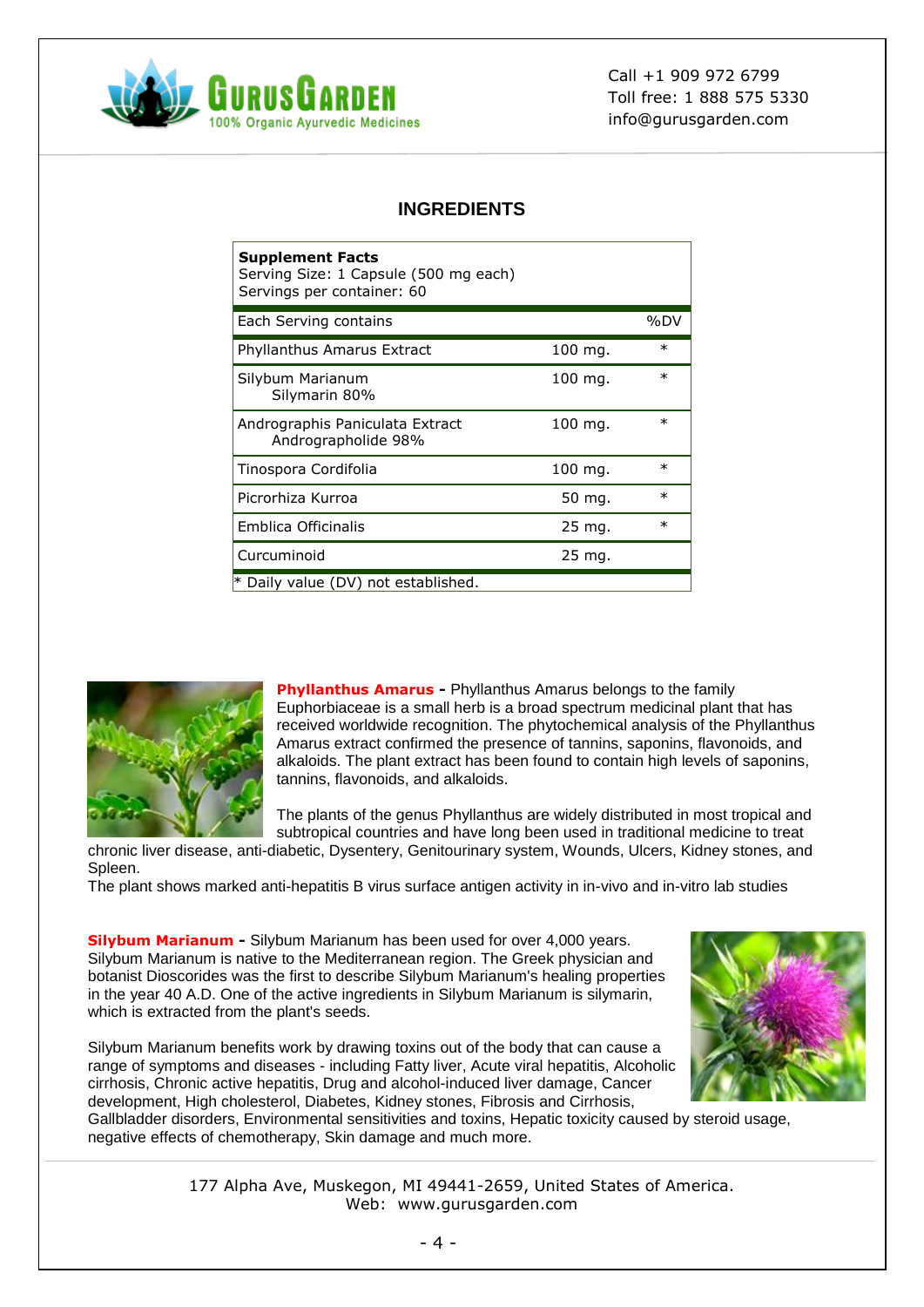## INGREDIENTS

| **Supplement Facts** Serving Size: 1 Capsule (500 mg each) Servings per container: 60 | | |
|---|---|---|
| Each Serving contains | | %DV |
| Phyllanthus Amarus Extract | 100 mg. | * |
| Silybum Marianum Silymarin 80% | 100 mg. | * |
| Andrographis Paniculata Extract Andrographolide 98% | 100 mg. | * |
| Tinospora Cordifolia | 100 mg. | * |
| Picrorhiza Kurroa | 50 mg. | * |
| Emblica Officinalis | 25 mg. | * |
| Curcuminoid | 25 mg. | |

* Daily value (DV) not established.

**Phyllanthus Amarus -** Phyllanthus Amarus belongs to the family Euphorbiaceae is a small herb is a broad spectrum medicinal plant that has received worldwide recognition. The phytochemical analysis of the Phyllanthus Amarus extract confirmed the presence of tannins, saponins, flavonoids, and alkaloids. The plant extract has been found to contain high levels of saponins, tannins, flavonoids, and alkaloids.

The plants of the genus Phyllanthus are widely distributed in most tropical and subtropical countries and have long been used in traditional medicine to treat chronic liver disease, anti-diabetic, Dysentery, Genitourinary system, Wounds, Ulcers, Kidney stones, and Spleen.

The plant shows marked anti-hepatitis B virus surface antigen activity in in-vivo and in-vitro lab studies

**Silybum Marianum -** Silybum Marianum has been used for over 4,000 years. Silybum Marianum is native to the Mediterranean region. The Greek physician and botanist Dioscorides was the first to describe Silybum Marianum's healing properties in the year 40 A.D. One of the active ingredients in Silybum Marianum is silymarin, which is extracted from the plant's seeds.

Silybum Marianum benefits work by drawing toxins out of the body that can cause a range of symptoms and diseases - including Fatty liver, Acute viral hepatitis, Alcoholic cirrhosis, Chronic active hepatitis, Drug and alcohol-induced liver damage, Cancer development, High cholesterol, Diabetes, Kidney stones, Fibrosis and Cirrhosis, Gallbladder disorders, Environmental sensitivities and toxins, Hepatic toxicity caused by steroid usage, negative effects of chemotherapy, Skin damage and much more.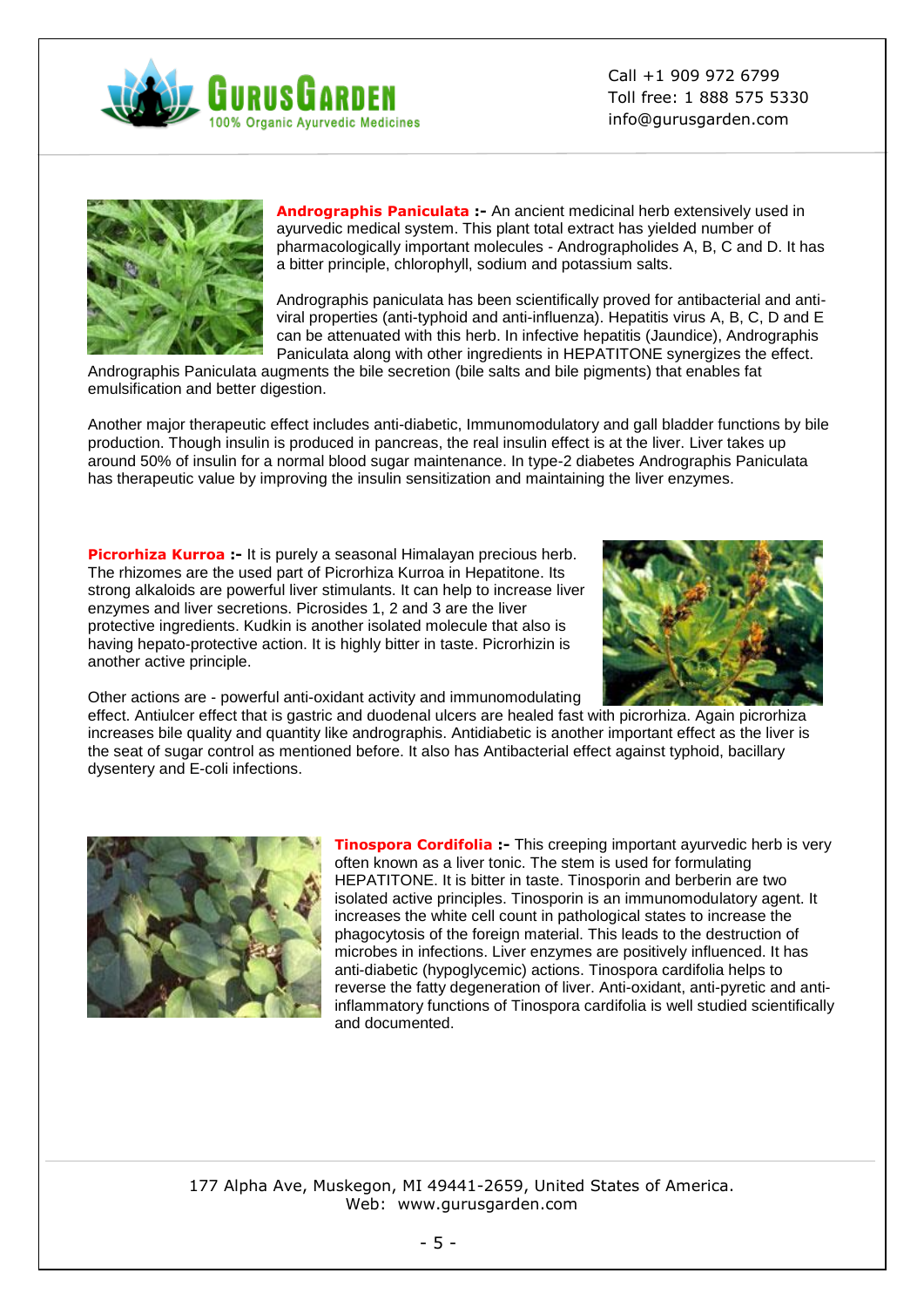**Andrographis Paniculata :-** An ancient medicinal herb extensively used in ayurvedic medical system. This plant total extract has yielded number of pharmacologically important molecules - Andrographolides A, B, C and D. It has a bitter principle, chlorophyll, sodium and potassium salts.

Andrographis paniculata has been scientifically proved for antibacterial and anti-viral properties (anti-typhoid and anti-influenza). Hepatitis virus A, B, C, D and E can be attenuated with this herb. In infective hepatitis (Jaundice), Andrographis Paniculata along with other ingredients in HEPATITONE synergizes the effect. Andrographis Paniculata augments the bile secretion (bile salts and bile pigments) that enables fat emulsification and better digestion.

Another major therapeutic effect includes anti-diabetic, Immunomodulatory and gall bladder functions by bile production. Though insulin is produced in pancreas, the real insulin effect is at the liver. Liver takes up around 50% of insulin for a normal blood sugar maintenance. In type-2 diabetes Andrographis Paniculata has therapeutic value by improving the insulin sensitization and maintaining the liver enzymes.

**Picrorhiza Kurroa :-** It is purely a seasonal Himalayan precious herb. The rhizomes are the used part of Picrorhiza Kurroa in Hepatitone. Its strong alkaloids are powerful liver stimulants. It can help to increase liver enzymes and liver secretions. Picrosides 1, 2 and 3 are the liver protective ingredients. Kudkin is another isolated molecule that also is having hepato-protective action. It is highly bitter in taste. Picrorhizin is another active principle.

Other actions are - powerful anti-oxidant activity and immunomodulating effect. Antiulcer effect that is gastric and duodenal ulcers are healed fast with picrorhiza. Again picrorhiza increases bile quality and quantity like andrographis. Antidiabetic is another important effect as the liver is the seat of sugar control as mentioned before. It also has Antibacterial effect against typhoid, bacillary dysentery and E-coli infections.

**Tinospora Cordifolia :-** This creeping important ayurvedic herb is very often known as a liver tonic. The stem is used for formulating HEPATITONE. It is bitter in taste. Tinosporin and berberin are two isolated active principles. Tinosporin is an immunomodulatory agent. It increases the white cell count in pathological states to increase the phagocytosis of the foreign material. This leads to the destruction of microbes in infections. Liver enzymes are positively influenced. It has anti-diabetic (hypoglycemic) actions. Tinospora cardifolia helps to reverse the fatty degeneration of liver. Anti-oxidant, anti-pyretic and anti-inflammatory functions of Tinospora cardifolia is well studied scientifically and documented.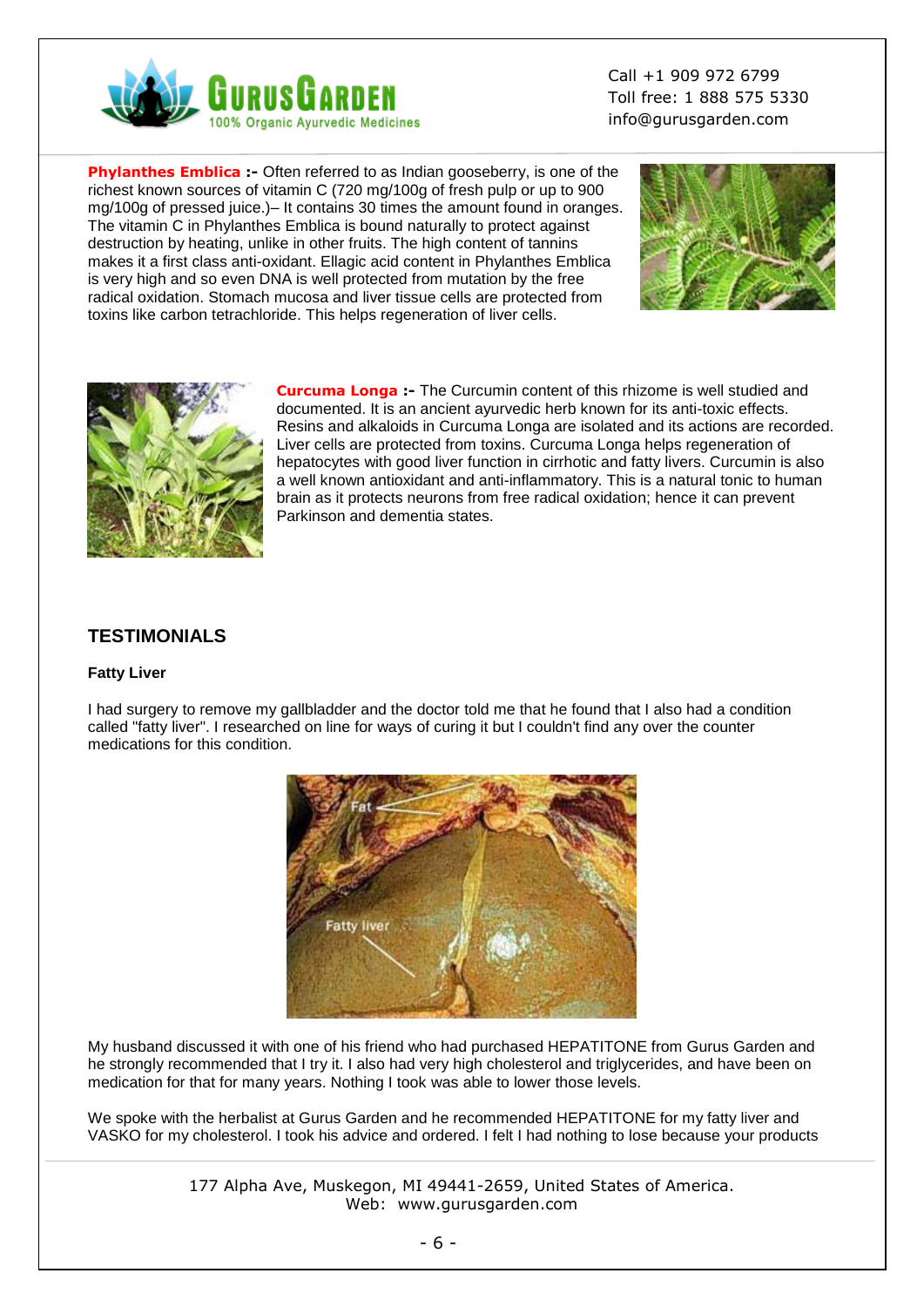**Phylanthes Emblica :-** Often referred to as Indian gooseberry, is one of the richest known sources of vitamin C (720 mg/100g of fresh pulp or up to 900 mg/100g of pressed juice.)– It contains 30 times the amount found in oranges. The vitamin C in Phylanthes Emblica is bound naturally to protect against destruction by heating, unlike in other fruits. The high content of tannins makes it a first class anti-oxidant. Ellagic acid content in Phylanthes Emblica is very high and so even DNA is well protected from mutation by the free radical oxidation. Stomach mucosa and liver tissue cells are protected from toxins like carbon tetrachloride. This helps regeneration of liver cells.

**Curcuma Longa :-** The Curcumin content of this rhizome is well studied and documented. It is an ancient ayurvedic herb known for its anti-toxic effects. Resins and alkaloids in Curcuma Longa are isolated and its actions are recorded. Liver cells are protected from toxins. Curcuma Longa helps regeneration of hepatocytes with good liver function in cirrhotic and fatty livers. Curcumin is also a well known antioxidant and anti-inflammatory. This is a natural tonic to human brain as it protects neurons from free radical oxidation; hence it can prevent Parkinson and dementia states.

## TESTIMONIALS

**Fatty Liver**

I had surgery to remove my gallbladder and the doctor told me that he found that I also had a condition called "fatty liver". I researched on line for ways of curing it but I couldn't find any over the counter medications for this condition.

My husband discussed it with one of his friend who had purchased HEPATITONE from Gurus Garden and he strongly recommended that I try it. I also had very high cholesterol and triglycerides, and have been on medication for that for many years. Nothing I took was able to lower those levels.

We spoke with the herbalist at Gurus Garden and he recommended HEPATITONE for my fatty liver and VASKO for my cholesterol. I took his advice and ordered. I felt I had nothing to lose because your products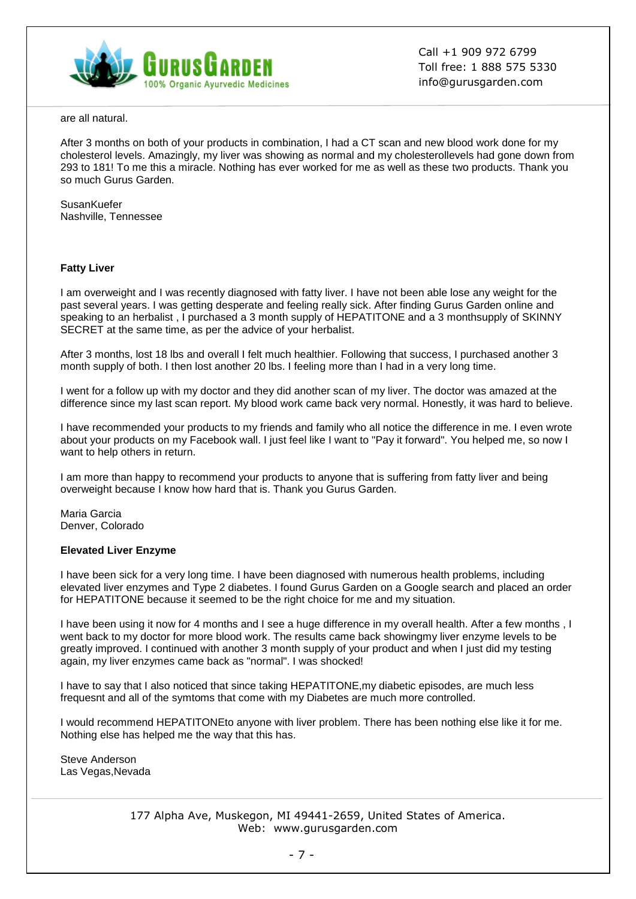are all natural.

After 3 months on both of your products in combination, I had a CT scan and new blood work done for my cholesterol levels. Amazingly, my liver was showing as normal and my cholesterollevels had gone down from 293 to 181! To me this a miracle. Nothing has ever worked for me as well as these two products. Thank you so much Gurus Garden.

SusanKuefer
Nashville, Tennessee

**Fatty Liver**

I am overweight and I was recently diagnosed with fatty liver. I have not been able lose any weight for the past several years. I was getting desperate and feeling really sick. After finding Gurus Garden online and speaking to an herbalist , I purchased a 3 month supply of HEPATITONE and a 3 monthsupply of SKINNY SECRET at the same time, as per the advice of your herbalist.

After 3 months, lost 18 lbs and overall I felt much healthier. Following that success, I purchased another 3 month supply of both. I then lost another 20 lbs. I feeling more than I had in a very long time.

I went for a follow up with my doctor and they did another scan of my liver. The doctor was amazed at the difference since my last scan report. My blood work came back very normal. Honestly, it was hard to believe.

I have recommended your products to my friends and family who all notice the difference in me. I even wrote about your products on my Facebook wall. I just feel like I want to "Pay it forward". You helped me, so now I want to help others in return.

I am more than happy to recommend your products to anyone that is suffering from fatty liver and being overweight because I know how hard that is. Thank you Gurus Garden.

Maria Garcia
Denver, Colorado

**Elevated Liver Enzyme**

I have been sick for a very long time. I have been diagnosed with numerous health problems, including elevated liver enzymes and Type 2 diabetes. I found Gurus Garden on a Google search and placed an order for HEPATITONE because it seemed to be the right choice for me and my situation.

I have been using it now for 4 months and I see a huge difference in my overall health. After a few months , I went back to my doctor for more blood work. The results came back showingmy liver enzyme levels to be greatly improved. I continued with another 3 month supply of your product and when I just did my testing again, my liver enzymes came back as "normal". I was shocked!

I have to say that I also noticed that since taking HEPATITONE,my diabetic episodes, are much less frequesnt and all of the symtoms that come with my Diabetes are much more controlled.

I would recommend HEPATITONEto anyone with liver problem. There has been nothing else like it for me. Nothing else has helped me the way that this has.

Steve Anderson
Las Vegas,Nevada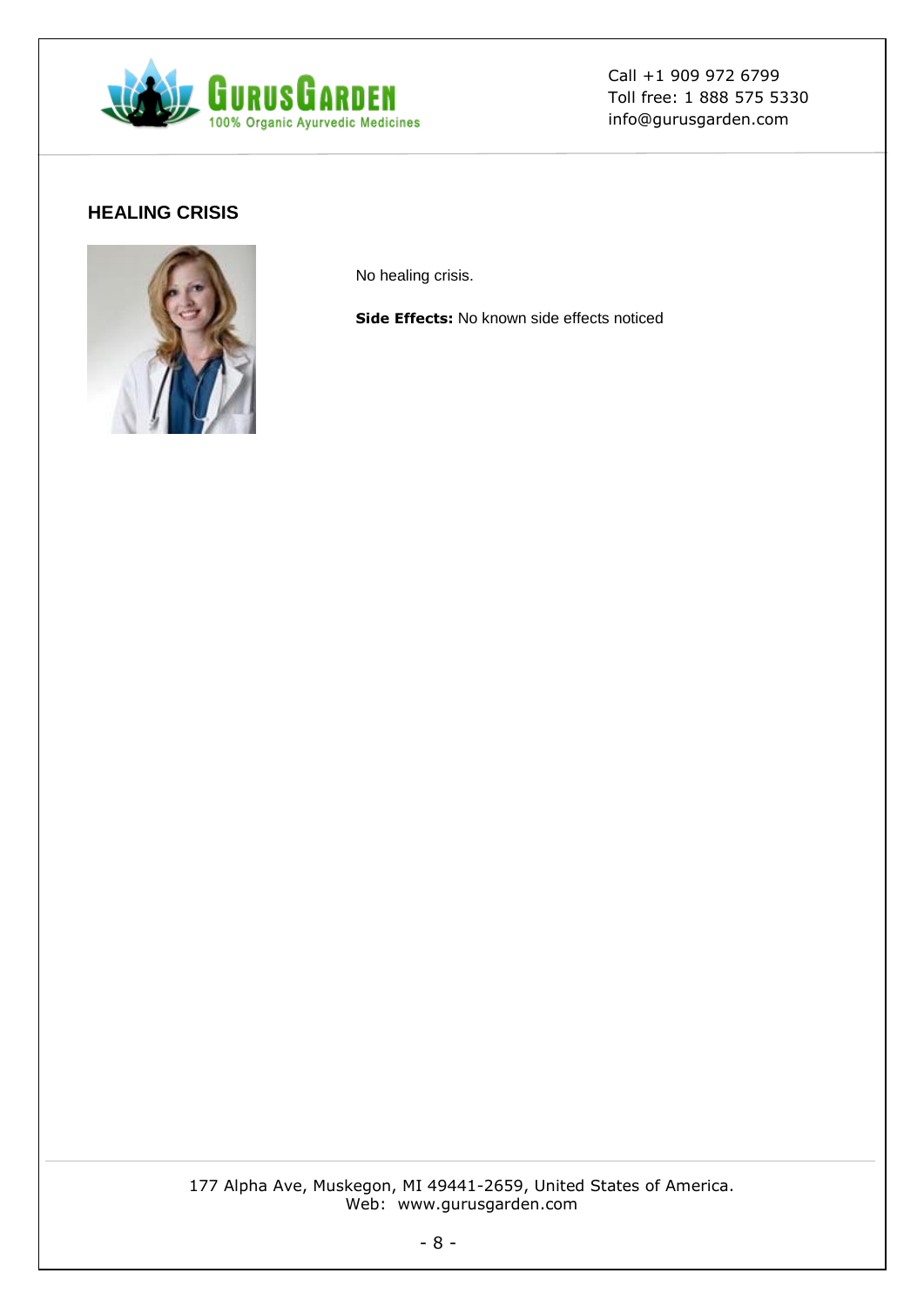## HEALING CRISIS

No healing crisis.

**Side Effects:** No known side effects noticed